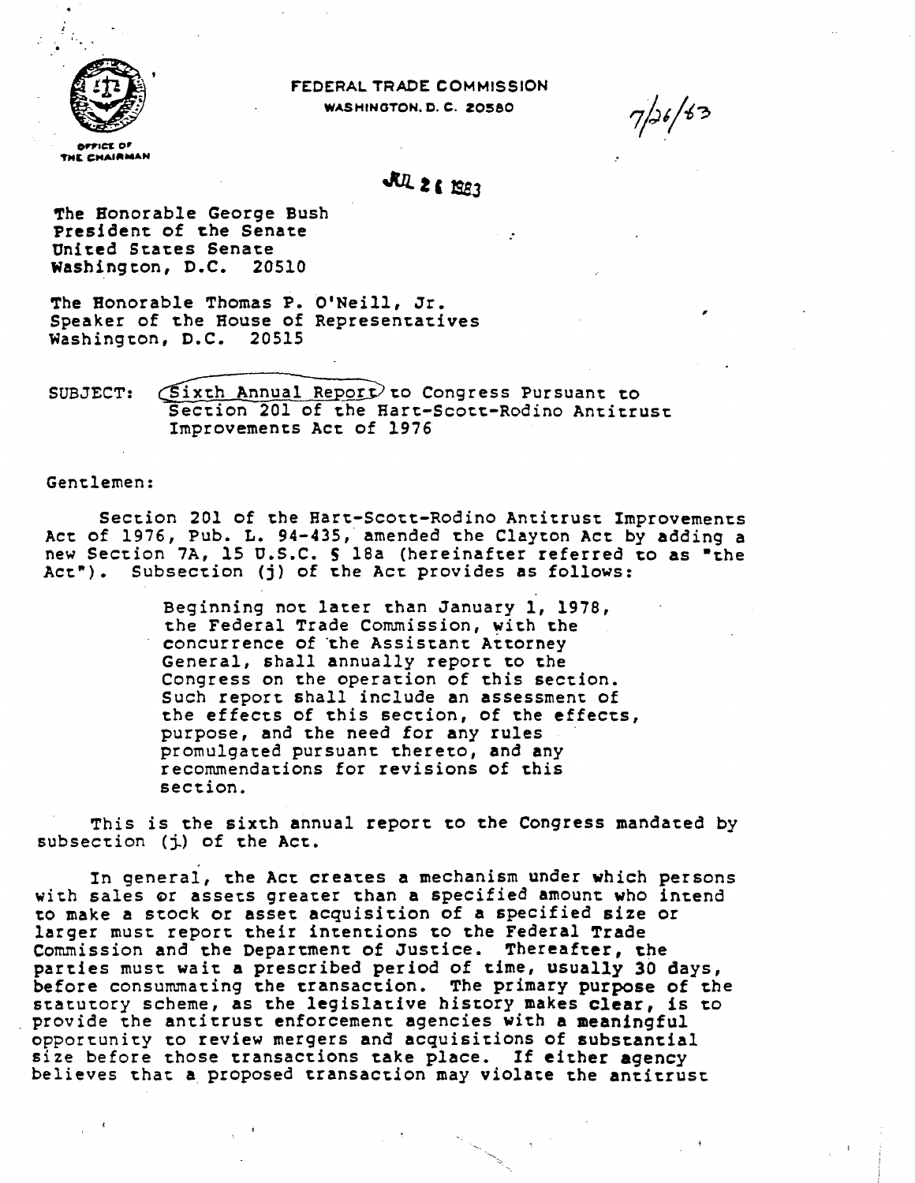OFFICE OF THE CHAIRMAN

FEDERAL TRADE COMMISSION
WASHINGTON, D.C. 20580

7/26/83

JUL 26 1983

The Honorable George Bush
President of the Senate
United States Senate
Washington, D.C. 20510

The Honorable Thomas P. O'Neill, Jr.
Speaker of the House of Representatives
Washington, D.C. 20515

SUBJECT: Sixth Annual Report to Congress Pursuant to Section 201 of the Hart-Scott-Rodino Antitrust Improvements Act of 1976

Gentlemen:

Section 201 of the Hart-Scott-Rodino Antitrust Improvements Act of 1976, Pub. L. 94-435, amended the Clayton Act by adding a new Section 7A, 15 U.S.C. § 18a (hereinafter referred to as "the Act"). Subsection (j) of the Act provides as follows:

> Beginning not later than January 1, 1978, the Federal Trade Commission, with the concurrence of the Assistant Attorney General, shall annually report to the Congress on the operation of this section. Such report shall include an assessment of the effects of this section, of the effects, purpose, and the need for any rules promulgated pursuant thereto, and any recommendations for revisions of this section.

This is the sixth annual report to the Congress mandated by subsection (j) of the Act.

In general, the Act creates a mechanism under which persons with sales or assets greater than a specified amount who intend to make a stock or asset acquisition of a specified size or larger must report their intentions to the Federal Trade Commission and the Department of Justice. Thereafter, the parties must wait a prescribed period of time, usually 30 days, before consummating the transaction. The primary purpose of the statutory scheme, as the legislative history makes clear, is to provide the antitrust enforcement agencies with a meaningful opportunity to review mergers and acquisitions of substantial size before those transactions take place. If either agency believes that a proposed transaction may violate the antitrust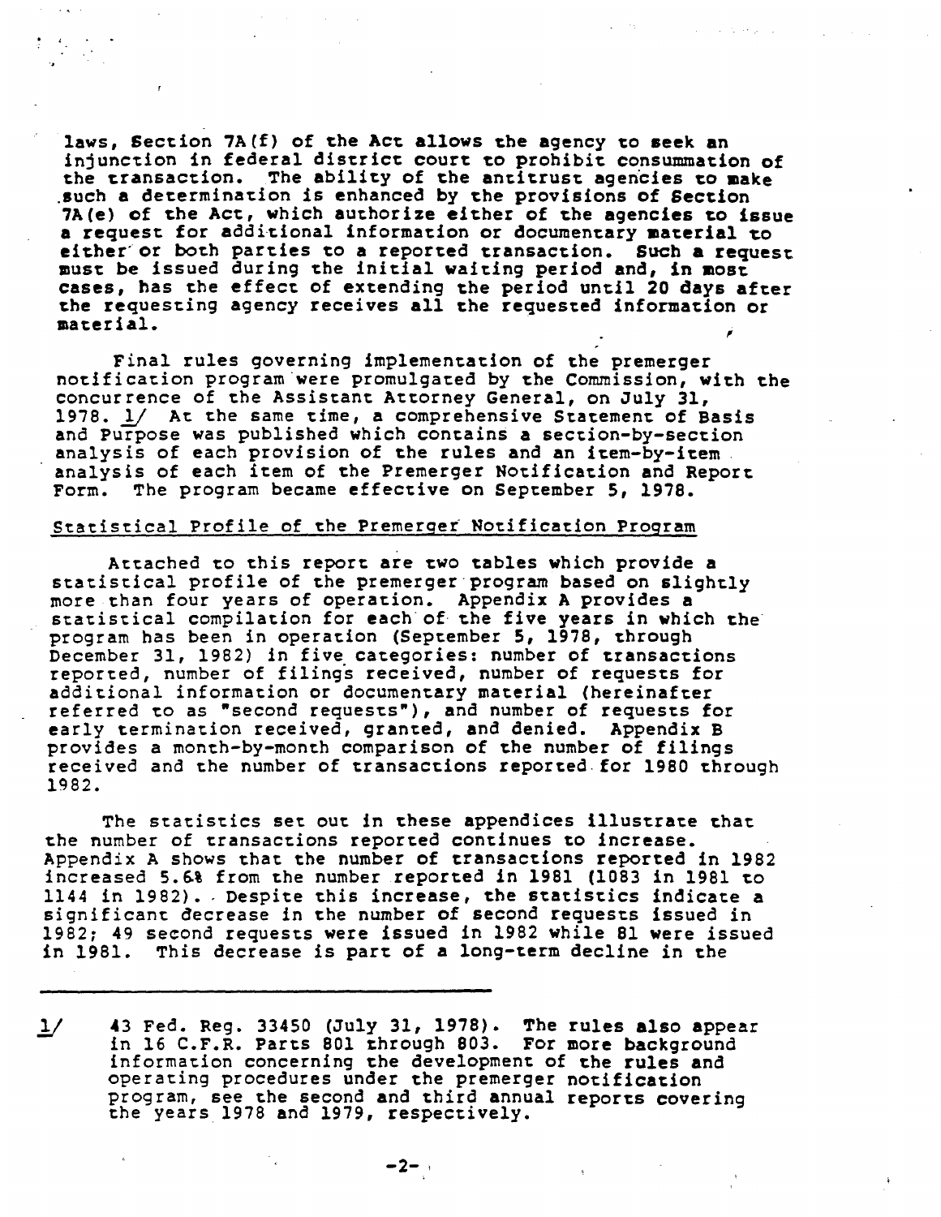laws, Section 7A(f) of the Act allows the agency to seek an injunction in federal district court to prohibit consummation of the transaction. The ability of the antitrust agencies to make such a determination is enhanced by the provisions of Section 7A(e) of the Act, which authorize either of the agencies to issue a request for additional information or documentary material to either or both parties to a reported transaction. Such a request must be issued during the initial waiting period and, in most cases, has the effect of extending the period until 20 days after the requesting agency receives all the requested information or material.

Final rules governing implementation of the premerger notification program were promulgated by the Commission, with the concurrence of the Assistant Attorney General, on July 31, 1978. 1/ At the same time, a comprehensive Statement of Basis and Purpose was published which contains a section-by-section analysis of each provision of the rules and an item-by-item analysis of each item of the Premerger Notification and Report Form. The program became effective on September 5, 1978.

Statistical Profile of the Premerger Notification Program

Attached to this report are two tables which provide a statistical profile of the premerger program based on slightly more than four years of operation. Appendix A provides a statistical compilation for each of the five years in which the program has been in operation (September 5, 1978, through December 31, 1982) in five categories: number of transactions reported, number of filings received, number of requests for additional information or documentary material (hereinafter referred to as "second requests"), and number of requests for early termination received, granted, and denied. Appendix B provides a month-by-month comparison of the number of filings received and the number of transactions reported for 1980 through 1982.

The statistics set out in these appendices illustrate that the number of transactions reported continues to increase. Appendix A shows that the number of transactions reported in 1982 increased 5.6% from the number reported in 1981 (1083 in 1981 to 1144 in 1982). Despite this increase, the statistics indicate a significant decrease in the number of second requests issued in 1982; 49 second requests were issued in 1982 while 81 were issued in 1981. This decrease is part of a long-term decline in the

---

1/ 43 Fed. Reg. 33450 (July 31, 1978). The rules also appear in 16 C.F.R. Parts 801 through 803. For more background information concerning the development of the rules and operating procedures under the premerger notification program, see the second and third annual reports covering the years 1978 and 1979, respectively.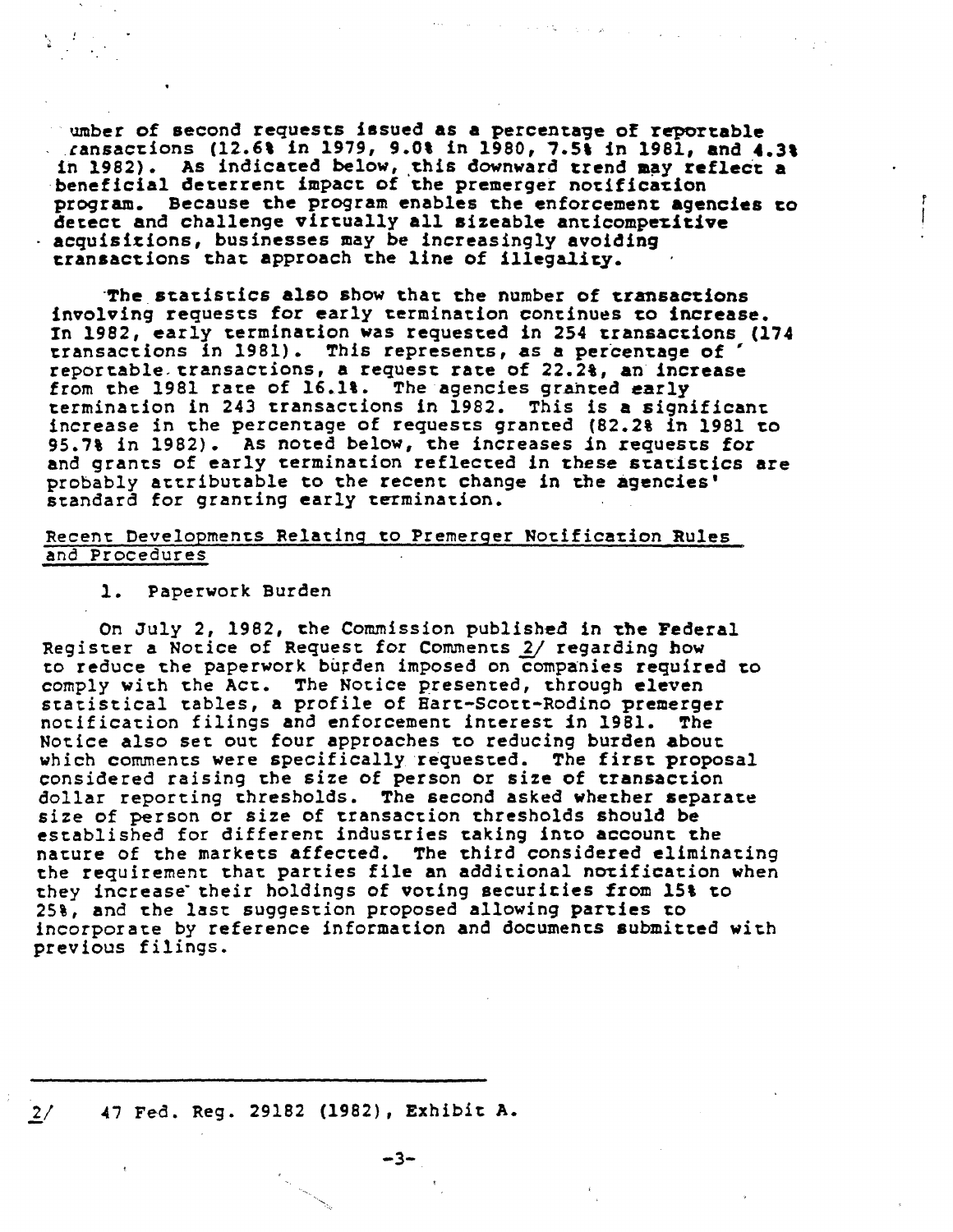umber of second requests issued as a percentage of reportable ransactions (12.6% in 1979, 9.0% in 1980, 7.5% in 1981, and 4.3% in 1982). As indicated below, this downward trend may reflect a beneficial deterrent impact of the premerger notification program. Because the program enables the enforcement agencies to detect and challenge virtually all sizeable anticompetitive acquisitions, businesses may be increasingly avoiding transactions that approach the line of illegality.

The statistics also show that the number of transactions involving requests for early termination continues to increase. In 1982, early termination was requested in 254 transactions (174 transactions in 1981). This represents, as a percentage of reportable transactions, a request rate of 22.2%, an increase from the 1981 rate of 16.1%. The agencies granted early termination in 243 transactions in 1982. This is a significant increase in the percentage of requests granted (82.2% in 1981 to 95.7% in 1982). As noted below, the increases in requests for and grants of early termination reflected in these statistics are probably attributable to the recent change in the agencies' standard for granting early termination.

## Recent Developments Relating to Premerger Notification Rules and Procedures

### 1. Paperwork Burden

On July 2, 1982, the Commission published in the Federal Register a Notice of Request for Comments [2] regarding how to reduce the paperwork burden imposed on companies required to comply with the Act. The Notice presented, through eleven statistical tables, a profile of Hart-Scott-Rodino premerger notification filings and enforcement interest in 1981. The Notice also set out four approaches to reducing burden about which comments were specifically requested. The first proposal considered raising the size of person or size of transaction dollar reporting thresholds. The second asked whether separate size of person or size of transaction thresholds should be established for different industries taking into account the nature of the markets affected. The third considered eliminating the requirement that parties file an additional notification when they increase their holdings of voting securities from 15% to 25%, and the last suggestion proposed allowing parties to incorporate by reference information and documents submitted with previous filings.

---

2/ 47 Fed. Reg. 29182 (1982), Exhibit A.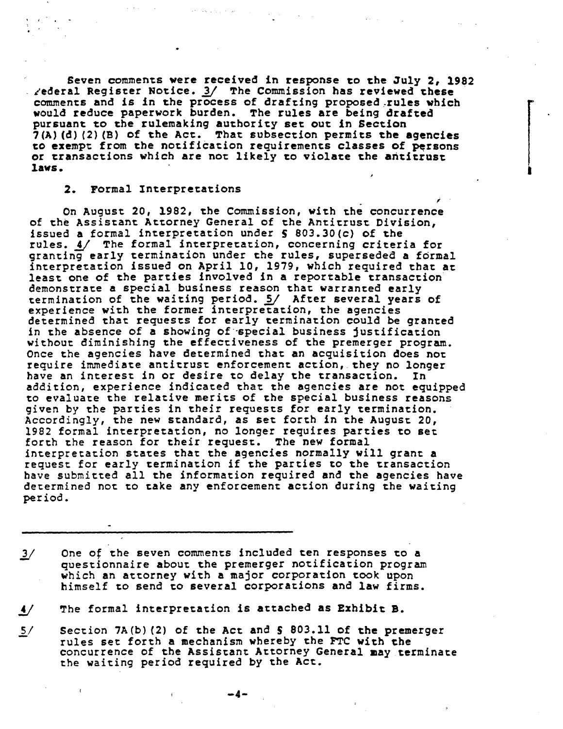Seven comments were received in response to the July 2, 1982 Federal Register Notice. 3/ The Commission has reviewed these comments and is in the process of drafting proposed rules which would reduce paperwork burden. The rules are being drafted pursuant to the rulemaking authority set out in Section 7(A)(d)(2)(B) of the Act. That subsection permits the agencies to exempt from the notification requirements classes of persons or transactions which are not likely to violate the antitrust laws.

## 2. Formal Interpretations

On August 20, 1982, the Commission, with the concurrence of the Assistant Attorney General of the Antitrust Division, issued a formal interpretation under § 803.30(c) of the rules. 4/ The formal interpretation, concerning criteria for granting early termination under the rules, superseded a formal interpretation issued on April 10, 1979, which required that at least one of the parties involved in a reportable transaction demonstrate a special business reason that warranted early termination of the waiting period. 5/ After several years of experience with the former interpretation, the agencies determined that requests for early termination could be granted in the absence of a showing of special business justification without diminishing the effectiveness of the premerger program. Once the agencies have determined that an acquisition does not require immediate antitrust enforcement action, they no longer have an interest in or desire to delay the transaction. In addition, experience indicated that the agencies are not equipped to evaluate the relative merits of the special business reasons given by the parties in their requests for early termination. Accordingly, the new standard, as set forth in the August 20, 1982 formal interpretation, no longer requires parties to set forth the reason for their request. The new formal interpretation states that the agencies normally will grant a request for early termination if the parties to the transaction have submitted all the information required and the agencies have determined not to take any enforcement action during the waiting period.

---

3/ One of the seven comments included ten responses to a questionnaire about the premerger notification program which an attorney with a major corporation took upon himself to send to several corporations and law firms.

4/ The formal interpretation is attached as Exhibit B.

5/ Section 7A(b)(2) of the Act and § 803.11 of the premerger rules set forth a mechanism whereby the FTC with the concurrence of the Assistant Attorney General may terminate the waiting period required by the Act.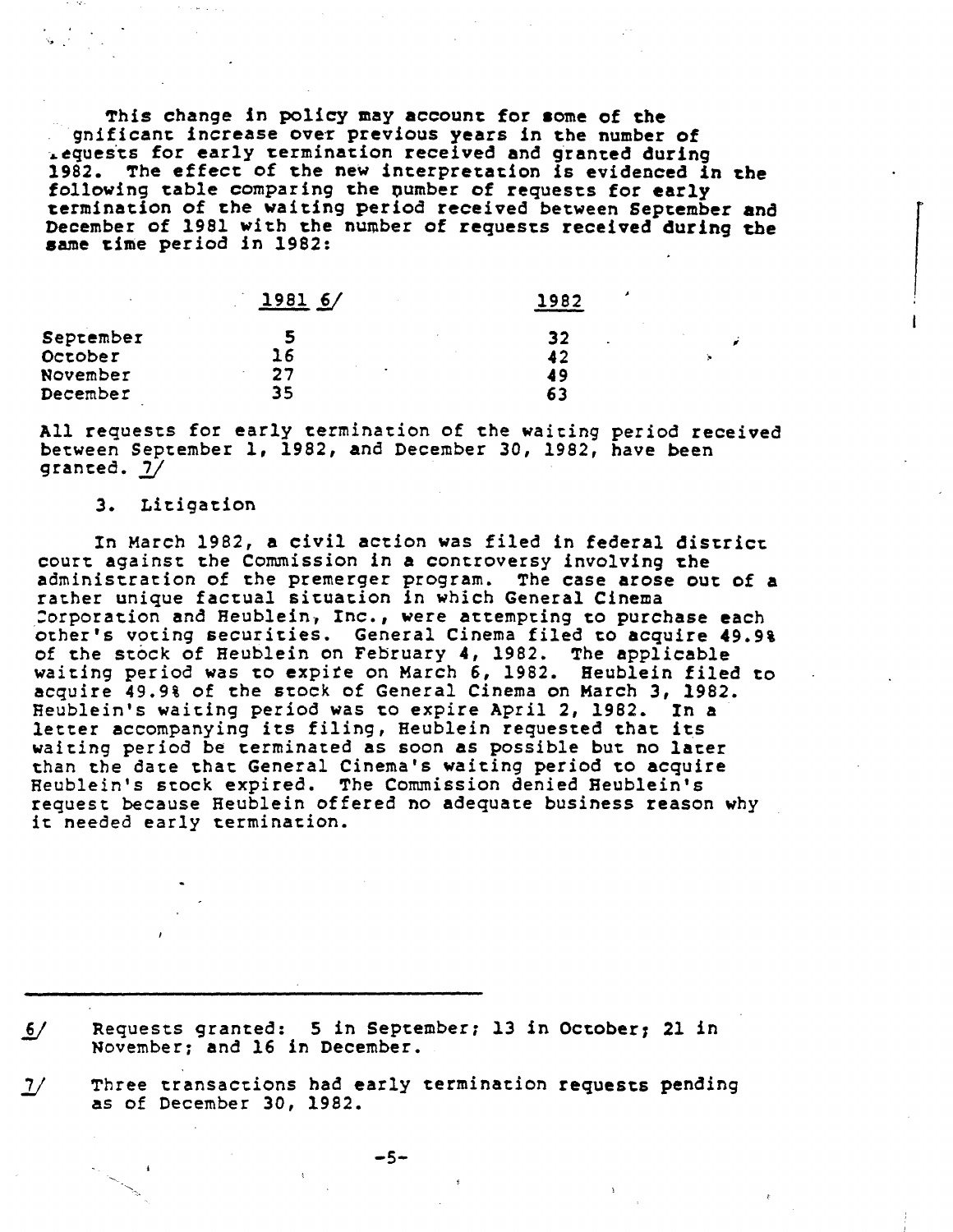This change in policy may account for some of the significant increase over previous years in the number of requests for early termination received and granted during 1982. The effect of the new interpretation is evidenced in the following table comparing the number of requests for early termination of the waiting period received between September and December of 1981 with the number of requests received during the same time period in 1982:

| | 1981 6/ | 1982 |
|---|---|---|
| September | 5 | 32 |
| October | 16 | 42 |
| November | 27 | 49 |
| December | 35 | 63 |

All requests for early termination of the waiting period received between September 1, 1982, and December 30, 1982, have been granted. 7/

### 3. Litigation

In March 1982, a civil action was filed in federal district court against the Commission in a controversy involving the administration of the premerger program. The case arose out of a rather unique factual situation in which General Cinema Corporation and Heublein, Inc., were attempting to purchase each other's voting securities. General Cinema filed to acquire 49.9% of the stock of Heublein on February 4, 1982. The applicable waiting period was to expire on March 6, 1982. Heublein filed to acquire 49.9% of the stock of General Cinema on March 3, 1982. Heublein's waiting period was to expire April 2, 1982. In a letter accompanying its filing, Heublein requested that its waiting period be terminated as soon as possible but no later than the date that General Cinema's waiting period to acquire Heublein's stock expired. The Commission denied Heublein's request because Heublein offered no adequate business reason why it needed early termination.

---

6/ Requests granted: 5 in September; 13 in October; 21 in November; and 16 in December.

7/ Three transactions had early termination requests pending as of December 30, 1982.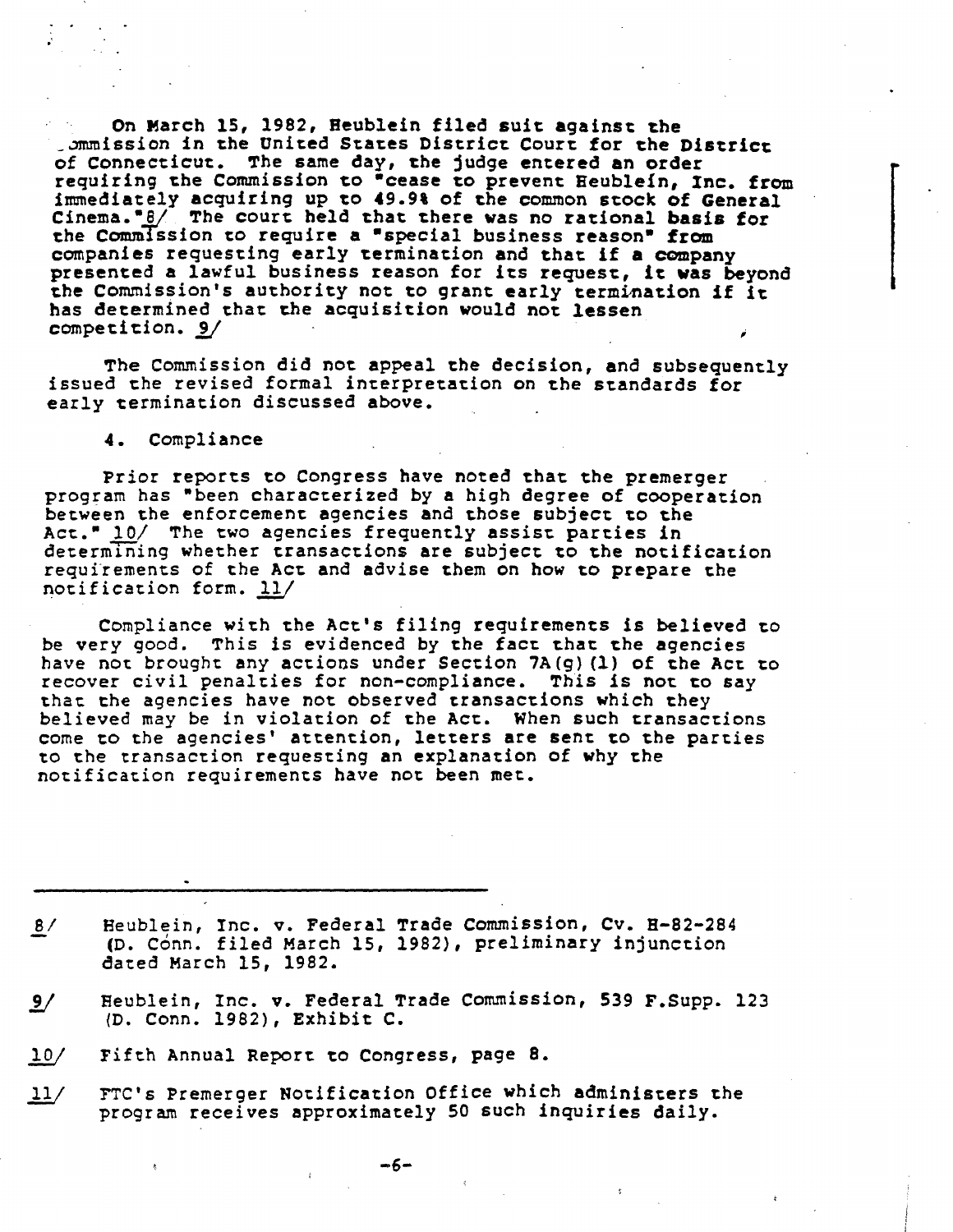On March 15, 1982, Heublein filed suit against the Commission in the United States District Court for the District of Connecticut. The same day, the judge entered an order requiring the Commission to "cease to prevent Heublein, Inc. from immediately acquiring up to 49.9% of the common stock of General Cinema."[8/] The court held that there was no rational basis for the Commission to require a "special business reason" from companies requesting early termination and that if a company presented a lawful business reason for its request, it was beyond the Commission's authority not to grant early termination if it has determined that the acquisition would not lessen competition. [9/]

The Commission did not appeal the decision, and subsequently issued the revised formal interpretation on the standards for early termination discussed above.

4. Compliance

Prior reports to Congress have noted that the premerger program has "been characterized by a high degree of cooperation between the enforcement agencies and those subject to the Act." [10/] The two agencies frequently assist parties in determining whether transactions are subject to the notification requirements of the Act and advise them on how to prepare the notification form. [11/]

Compliance with the Act's filing requirements is believed to be very good. This is evidenced by the fact that the agencies have not brought any actions under Section 7A(g)(1) of the Act to recover civil penalties for non-compliance. This is not to say that the agencies have not observed transactions which they believed may be in violation of the Act. When such transactions come to the agencies' attention, letters are sent to the parties to the transaction requesting an explanation of why the notification requirements have not been met.

---

8/ Heublein, Inc. v. Federal Trade Commission, Cv. H-82-284 (D. Conn. filed March 15, 1982), preliminary injunction dated March 15, 1982.

9/ Heublein, Inc. v. Federal Trade Commission, 539 F.Supp. 123 (D. Conn. 1982), Exhibit C.

10/ Fifth Annual Report to Congress, page 8.

11/ FTC's Premerger Notification Office which administers the program receives approximately 50 such inquiries daily.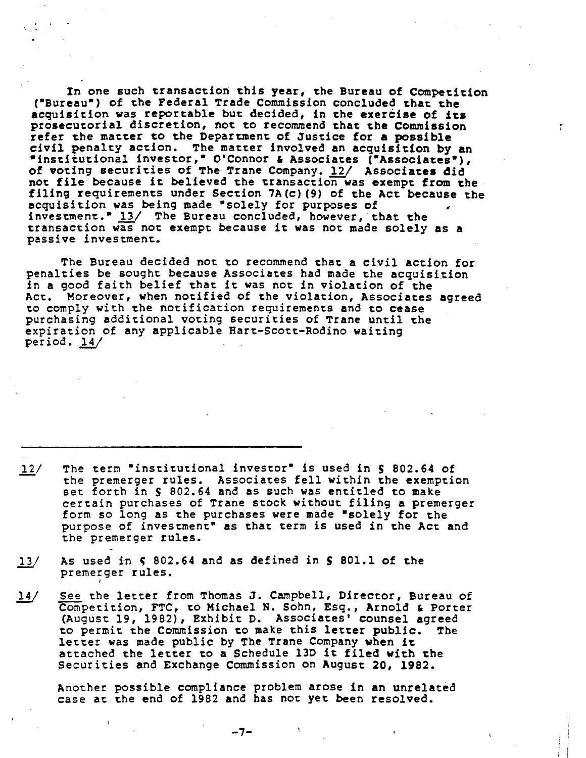In one such transaction this year, the Bureau of Competition ("Bureau") of the Federal Trade Commission concluded that the acquisition was reportable but decided, in the exercise of its prosecutorial discretion, not to recommend that the Commission refer the matter to the Department of Justice for a possible civil penalty action. The matter involved an acquisition by an "institutional investor," O'Connor & Associates ("Associates"), of voting securities of The Trane Company. 12/ Associates did not file because it believed the transaction was exempt from the filing requirements under Section 7A(c)(9) of the Act because the acquisition was being made "solely for purposes of investment." 13/ The Bureau concluded, however, that the transaction was not exempt because it was not made solely as a passive investment.

The Bureau decided not to recommend that a civil action for penalties be sought because Associates had made the acquisition in a good faith belief that it was not in violation of the Act. Moreover, when notified of the violation, Associates agreed to comply with the notification requirements and to cease purchasing additional voting securities of Trane until the expiration of any applicable Hart-Scott-Rodino waiting period. 14/

---

12/ The term "institutional investor" is used in § 802.64 of the premerger rules. Associates fell within the exemption set forth in § 802.64 and as such was entitled to make certain purchases of Trane stock without filing a premerger form so long as the purchases were made "solely for the purpose of investment" as that term is used in the Act and the premerger rules.

13/ As used in § 802.64 and as defined in § 801.1 of the premerger rules.

14/ See the letter from Thomas J. Campbell, Director, Bureau of Competition, FTC, to Michael N. Sohn, Esq., Arnold & Porter (August 19, 1982), Exhibit D. Associates' counsel agreed to permit the Commission to make this letter public. The letter was made public by The Trane Company when it attached the letter to a Schedule 13D it filed with the Securities and Exchange Commission on August 20, 1982.

Another possible compliance problem arose in an unrelated case at the end of 1982 and has not yet been resolved.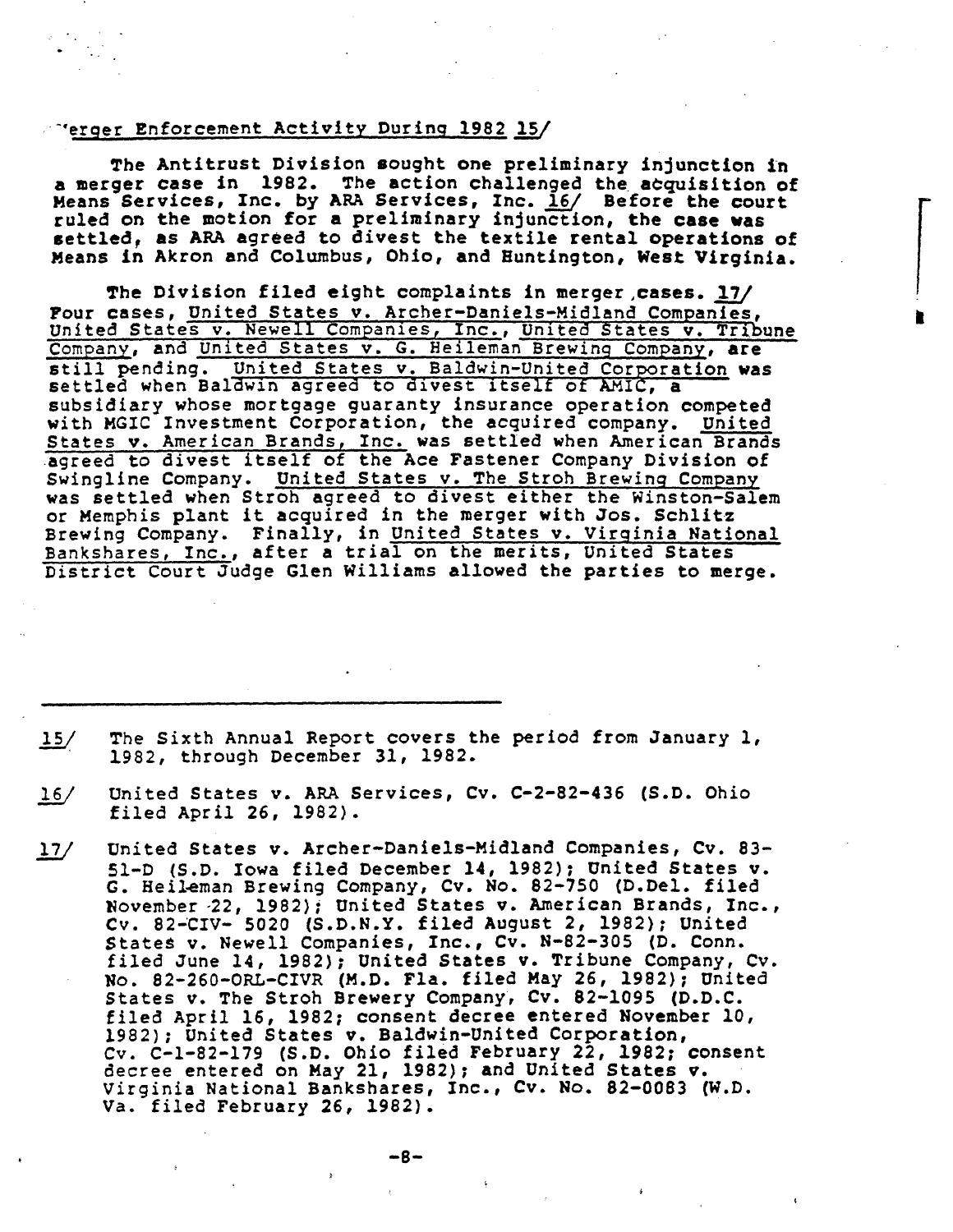## Merger Enforcement Activity During 1982 15/

The Antitrust Division sought one preliminary injunction in a merger case in 1982. The action challenged the acquisition of Means Services, Inc. by ARA Services, Inc. 16/ Before the court ruled on the motion for a preliminary injunction, the case was settled, as ARA agreed to divest the textile rental operations of Means in Akron and Columbus, Ohio, and Huntington, West Virginia.

The Division filed eight complaints in merger cases. 17/ Four cases, United States v. Archer-Daniels-Midland Companies, United States v. Newell Companies, Inc., United States v. Tribune Company, and United States v. G. Heileman Brewing Company, are still pending. United States v. Baldwin-United Corporation was settled when Baldwin agreed to divest itself of AMIC, a subsidiary whose mortgage guaranty insurance operation competed with MGIC Investment Corporation, the acquired company. United States v. American Brands, Inc. was settled when American Brands agreed to divest itself of the Ace Fastener Company Division of Swingline Company. United States v. The Stroh Brewing Company was settled when Stroh agreed to divest either the Winston-Salem or Memphis plant it acquired in the merger with Jos. Schlitz Brewing Company. Finally, in United States v. Virginia National Bankshares, Inc., after a trial on the merits, United States District Court Judge Glen Williams allowed the parties to merge.

---

15/ The Sixth Annual Report covers the period from January 1, 1982, through December 31, 1982.

16/ United States v. ARA Services, Cv. C-2-82-436 (S.D. Ohio filed April 26, 1982).

17/ United States v. Archer-Daniels-Midland Companies, Cv. 83-51-D (S.D. Iowa filed December 14, 1982); United States v. G. Heileman Brewing Company, Cv. No. 82-750 (D.Del. filed November 22, 1982); United States v. American Brands, Inc., Cv. 82-CIV- 5020 (S.D.N.Y. filed August 2, 1982); United States v. Newell Companies, Inc., Cv. N-82-305 (D. Conn. filed June 14, 1982); United States v. Tribune Company, Cv. No. 82-260-ORL-CIVR (M.D. Fla. filed May 26, 1982); United States v. The Stroh Brewery Company, Cv. 82-1095 (D.D.C. filed April 16, 1982; consent decree entered November 10, 1982); United States v. Baldwin-United Corporation, Cv. C-1-82-179 (S.D. Ohio filed February 22, 1982; consent decree entered on May 21, 1982); and United States v. Virginia National Bankshares, Inc., Cv. No. 82-0083 (W.D. Va. filed February 26, 1982).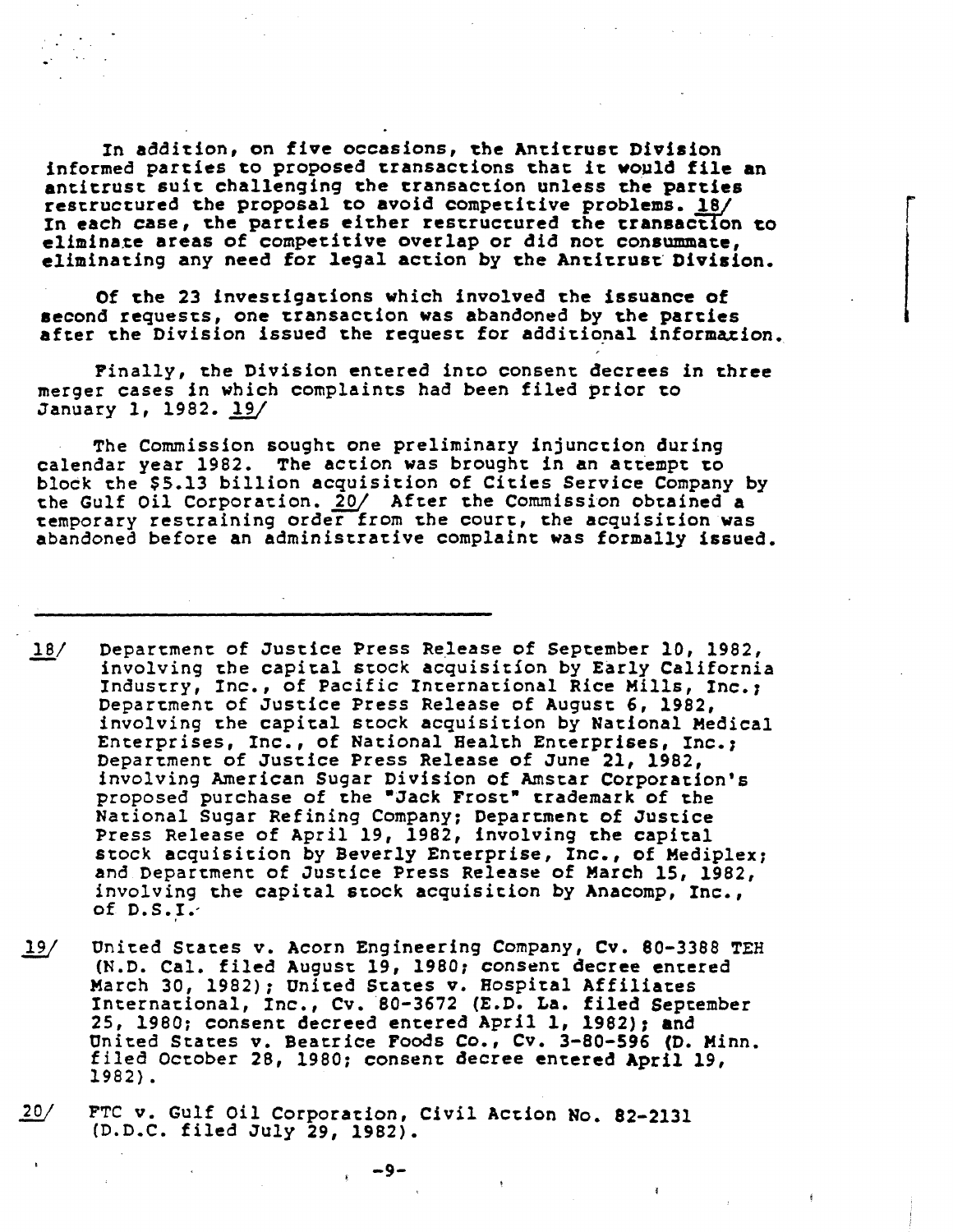In addition, on five occasions, the Antitrust Division informed parties to proposed transactions that it would file an antitrust suit challenging the transaction unless the parties restructured the proposal to avoid competitive problems. 18/ In each case, the parties either restructured the transaction to eliminate areas of competitive overlap or did not consummate, eliminating any need for legal action by the Antitrust Division.

Of the 23 investigations which involved the issuance of second requests, one transaction was abandoned by the parties after the Division issued the request for additional information.

Finally, the Division entered into consent decrees in three merger cases in which complaints had been filed prior to January 1, 1982. 19/

The Commission sought one preliminary injunction during calendar year 1982. The action was brought in an attempt to block the $5.13 billion acquisition of Cities Service Company by the Gulf Oil Corporation. 20/ After the Commission obtained a temporary restraining order from the court, the acquisition was abandoned before an administrative complaint was formally issued.

---

18/ Department of Justice Press Release of September 10, 1982, involving the capital stock acquisition by Early California Industry, Inc., of Pacific International Rice Mills, Inc.; Department of Justice Press Release of August 6, 1982, involving the capital stock acquisition by National Medical Enterprises, Inc., of National Health Enterprises, Inc.; Department of Justice Press Release of June 21, 1982, involving American Sugar Division of Amstar Corporation's proposed purchase of the "Jack Frost" trademark of the National Sugar Refining Company; Department of Justice Press Release of April 19, 1982, involving the capital stock acquisition by Beverly Enterprise, Inc., of Mediplex; and Department of Justice Press Release of March 15, 1982, involving the capital stock acquisition by Anacomp, Inc., of D.S.I.

19/ United States v. Acorn Engineering Company, Cv. 80-3388 TEH (N.D. Cal. filed August 19, 1980; consent decree entered March 30, 1982); United States v. Hospital Affiliates International, Inc., Cv. 80-3672 (E.D. La. filed September 25, 1980; consent decreed entered April 1, 1982); and United States v. Beatrice Foods Co., Cv. 3-80-596 (D. Minn. filed October 28, 1980; consent decree entered April 19, 1982).

20/ FTC v. Gulf Oil Corporation, Civil Action No. 82-2131 (D.D.C. filed July 29, 1982).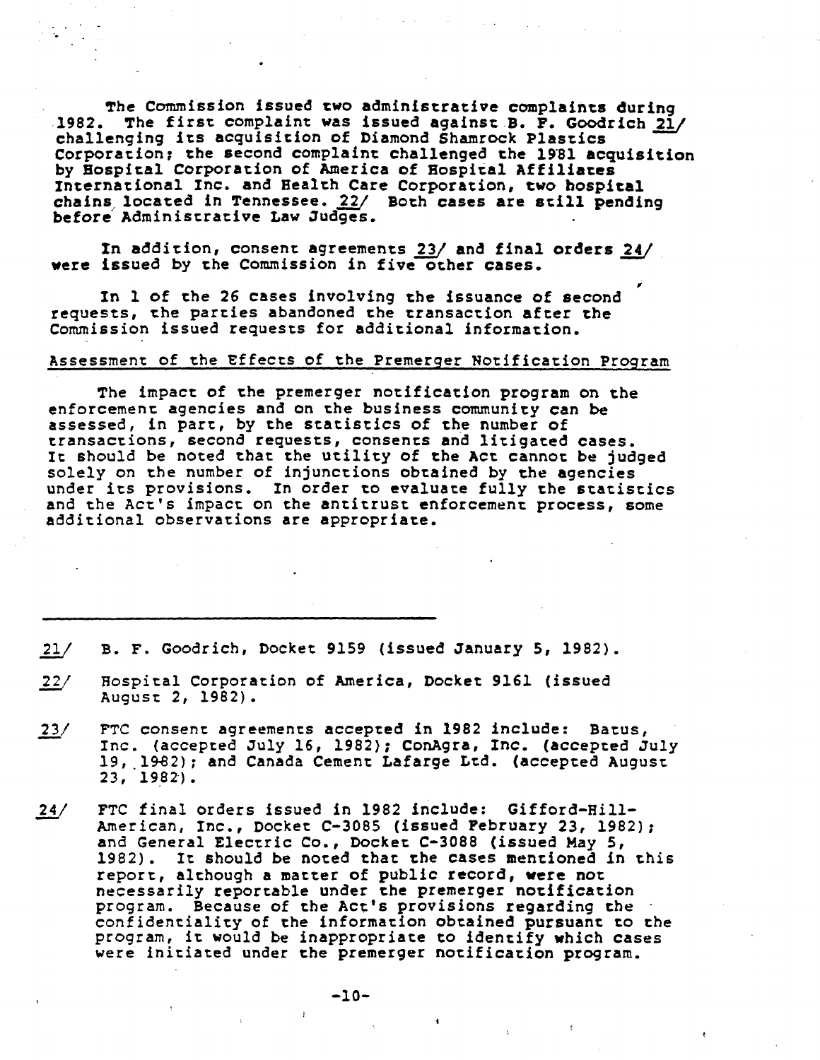The Commission issued two administrative complaints during 1982. The first complaint was issued against B. F. Goodrich 21/ challenging its acquisition of Diamond Shamrock Plastics Corporation; the second complaint challenged the 1981 acquisition by Hospital Corporation of America of Hospital Affiliates International Inc. and Health Care Corporation, two hospital chains located in Tennessee. 22/ Both cases are still pending before Administrative Law Judges.

In addition, consent agreements 23/ and final orders 24/ were issued by the Commission in five other cases.

In 1 of the 26 cases involving the issuance of second requests, the parties abandoned the transaction after the Commission issued requests for additional information.

## Assessment of the Effects of the Premerger Notification Program

The impact of the premerger notification program on the enforcement agencies and on the business community can be assessed, in part, by the statistics of the number of transactions, second requests, consents and litigated cases. It should be noted that the utility of the Act cannot be judged solely on the number of injunctions obtained by the agencies under its provisions. In order to evaluate fully the statistics and the Act's impact on the antitrust enforcement process, some additional observations are appropriate.

---

21/ B. F. Goodrich, Docket 9159 (issued January 5, 1982).

22/ Hospital Corporation of America, Docket 9161 (issued August 2, 1982).

23/ FTC consent agreements accepted in 1982 include: Batus, Inc. (accepted July 16, 1982); ConAgra, Inc. (accepted July 19, 1982); and Canada Cement Lafarge Ltd. (accepted August 23, 1982).

24/ FTC final orders issued in 1982 include: Gifford-Hill-American, Inc., Docket C-3085 (issued February 23, 1982); and General Electric Co., Docket C-3088 (issued May 5, 1982). It should be noted that the cases mentioned in this report, although a matter of public record, were not necessarily reportable under the premerger notification program. Because of the Act's provisions regarding the confidentiality of the information obtained pursuant to the program, it would be inappropriate to identify which cases were initiated under the premerger notification program.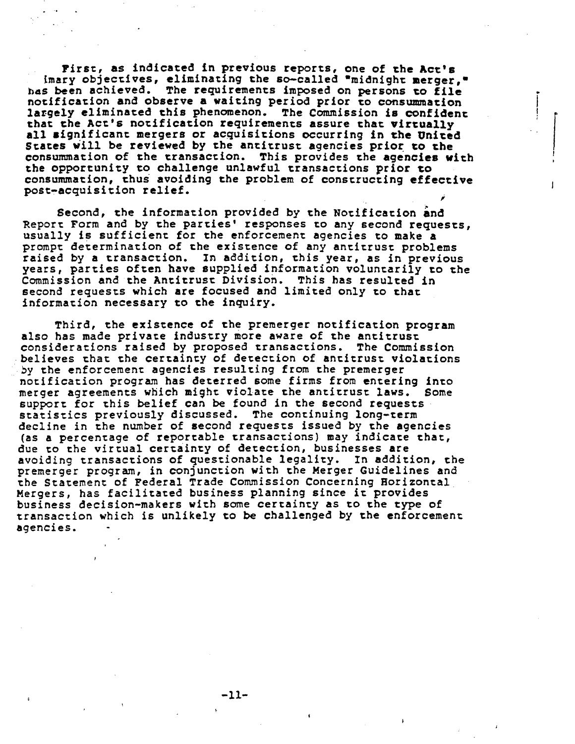First, as indicated in previous reports, one of the Act's imary objectives, eliminating the so-called "midnight merger," has been achieved. The requirements imposed on persons to file notification and observe a waiting period prior to consummation largely eliminated this phenomenon. The Commission is confident that the Act's notification requirements assure that virtually all significant mergers or acquisitions occurring in the United States will be reviewed by the antitrust agencies prior to the consummation of the transaction. This provides the agencies with the opportunity to challenge unlawful transactions prior to consummation, thus avoiding the problem of constructing effective post-acquisition relief.

Second, the information provided by the Notification and Report Form and by the parties' responses to any second requests, usually is sufficient for the enforcement agencies to make a prompt determination of the existence of any antitrust problems raised by a transaction. In addition, this year, as in previous years, parties often have supplied information voluntarily to the Commission and the Antitrust Division. This has resulted in second requests which are focused and limited only to that information necessary to the inquiry.

Third, the existence of the premerger notification program also has made private industry more aware of the antitrust considerations raised by proposed transactions. The Commission believes that the certainty of detection of antitrust violations by the enforcement agencies resulting from the premerger notification program has deterred some firms from entering into merger agreements which might violate the antitrust laws. Some support for this belief can be found in the second requests statistics previously discussed. The continuing long-term decline in the number of second requests issued by the agencies (as a percentage of reportable transactions) may indicate that, due to the virtual certainty of detection, businesses are avoiding transactions of questionable legality. In addition, the premerger program, in conjunction with the Merger Guidelines and the Statement of Federal Trade Commission Concerning Horizontal Mergers, has facilitated business planning since it provides business decision-makers with some certainty as to the type of transaction which is unlikely to be challenged by the enforcement agencies.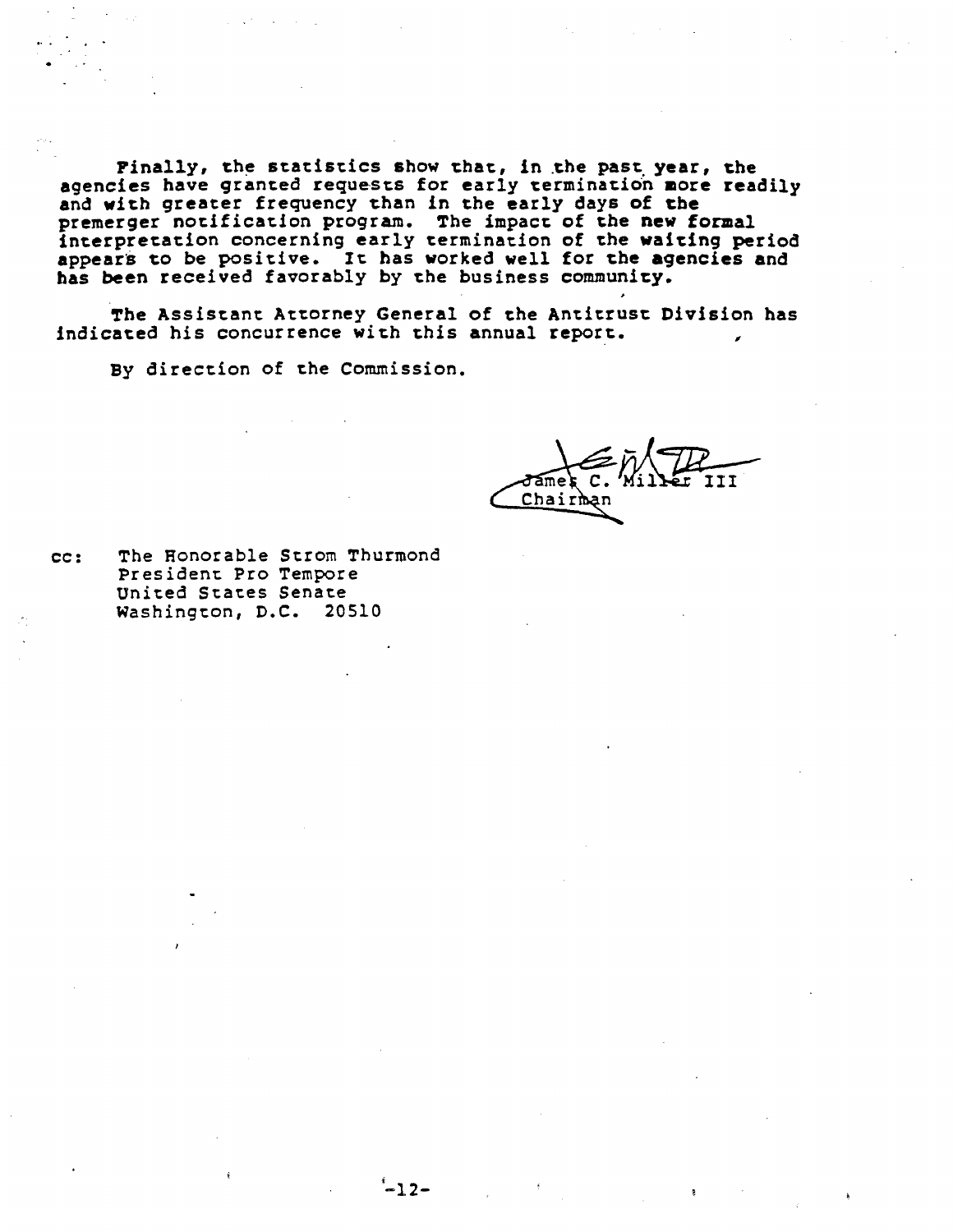Finally, the statistics show that, in the past year, the agencies have granted requests for early termination more readily and with greater frequency than in the early days of the premerger notification program. The impact of the new formal interpretation concerning early termination of the waiting period appears to be positive. It has worked well for the agencies and has been received favorably by the business community.

The Assistant Attorney General of the Antitrust Division has indicated his concurrence with this annual report.

By direction of the Commission.

James C. Miller III
Chairman

cc: The Honorable Strom Thurmond
President Pro Tempore
United States Senate
Washington, D.C. 20510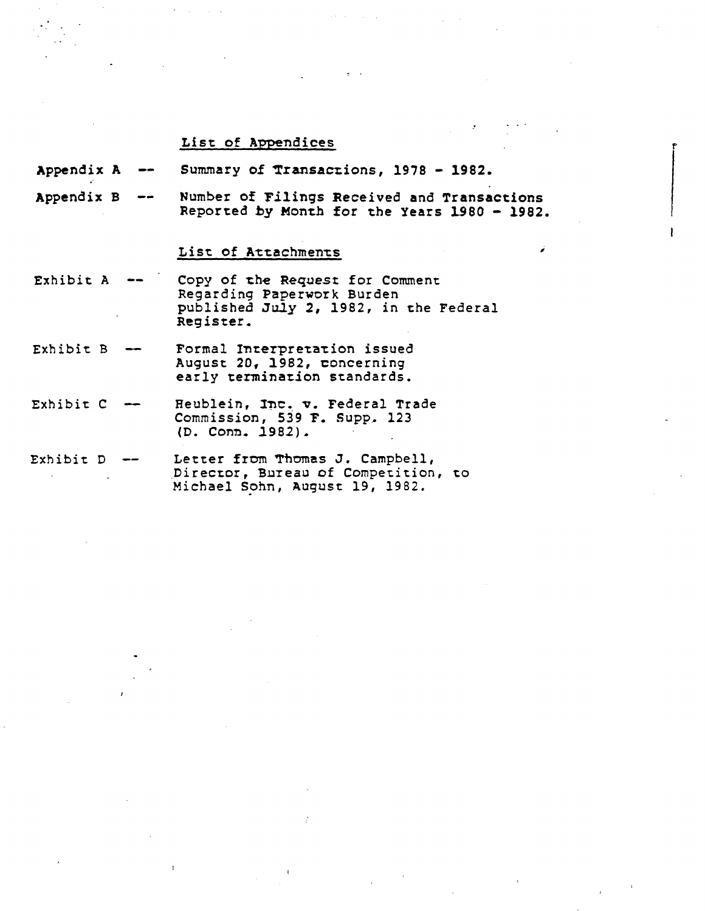## List of Appendices

**Appendix A** -- **Summary of Transactions, 1978 - 1982.**

**Appendix B** -- **Number of Filings Received and Transactions Reported by Month for the Years 1980 - 1982.**

## List of Attachments

Exhibit A -- Copy of the Request for Comment Regarding Paperwork Burden published July 2, 1982, in the Federal Register.

Exhibit B -- Formal Interpretation issued August 20, 1982, concerning early termination standards.

Exhibit C -- Heublein, Inc. v. Federal Trade Commission, 539 F. Supp. 123 (D. Conn. 1982).

Exhibit D -- Letter from Thomas J. Campbell, Director, Bureau of Competition, to Michael Sohn, August 19, 1982.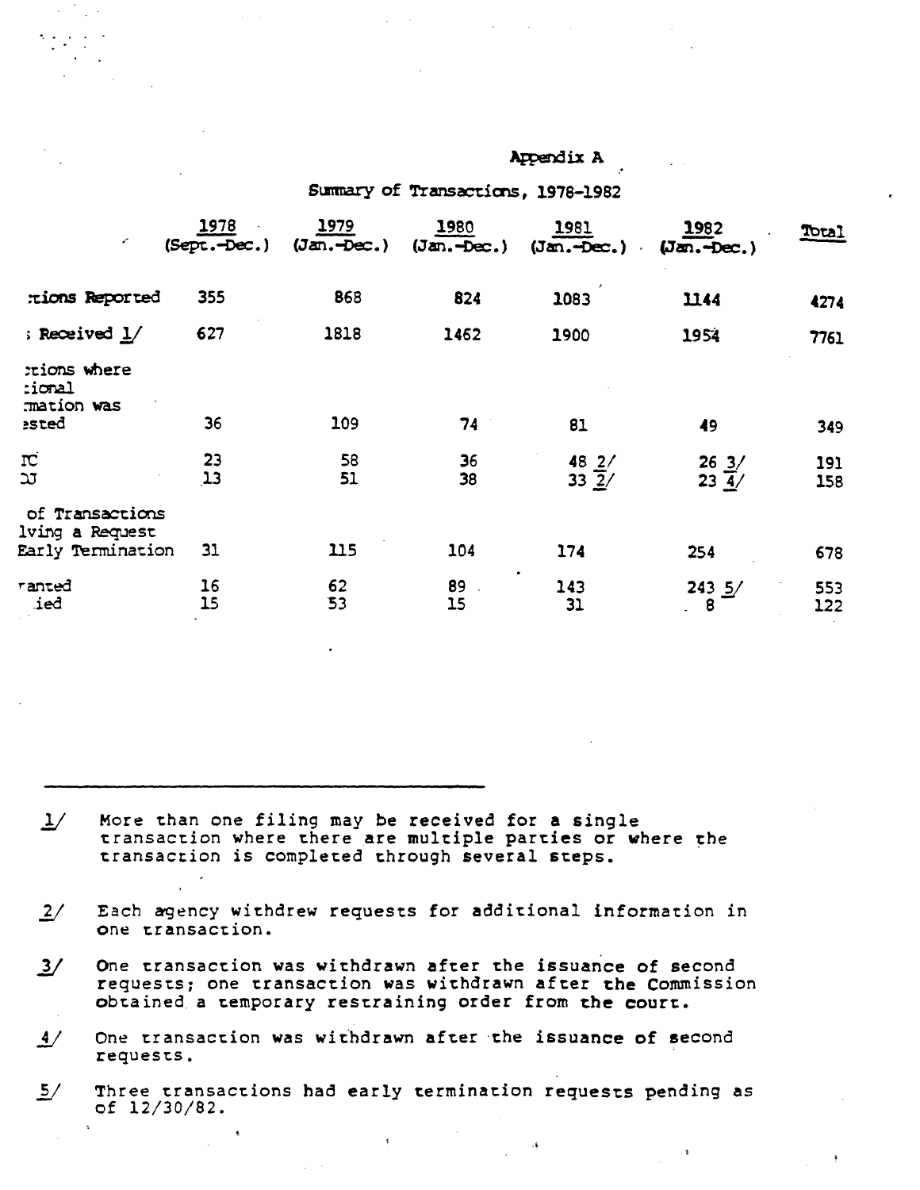Appendix A

Summary of Transactions, 1978-1982

| | 1978 (Sept.-Dec.) | 1979 (Jan.-Dec.) | 1980 (Jan.-Dec.) | 1981 (Jan.-Dec.) | 1982 (Jan.-Dec.) | Total |
|---|---|---|---|---|---|---|
| :tions Reported | 355 | 868 | 824 | 1083 | 1144 | 4274 |
| ; Received 1/ | 627 | 1818 | 1462 | 1900 | 1954 | 7761 |
| :tions where :ional :mation was :ested | 36 | 109 | 74 | 81 | 49 | 349 |
| TC | 23 | 58 | 36 | 48 2/ | 26 3/ | 191 |
| OJ | 13 | 51 | 38 | 33 2/ | 23 4/ | 158 |
| of Transactions lving a Request Early Termination | 31 | 115 | 104 | 174 | 254 | 678 |
| ranted | 16 | 62 | 89 | 143 | 243 5/ | 553 |
| ied | 15 | 53 | 15 | 31 | 8 | 122 |

---

1/ More than one filing may be received for a single transaction where there are multiple parties or where the transaction is completed through several steps.

2/ Each agency withdrew requests for additional information in one transaction.

3/ One transaction was withdrawn after the issuance of second requests; one transaction was withdrawn after the Commission obtained a temporary restraining order from the court.

4/ One transaction was withdrawn after the issuance of second requests.

5/ Three transactions had early termination requests pending as of 12/30/82.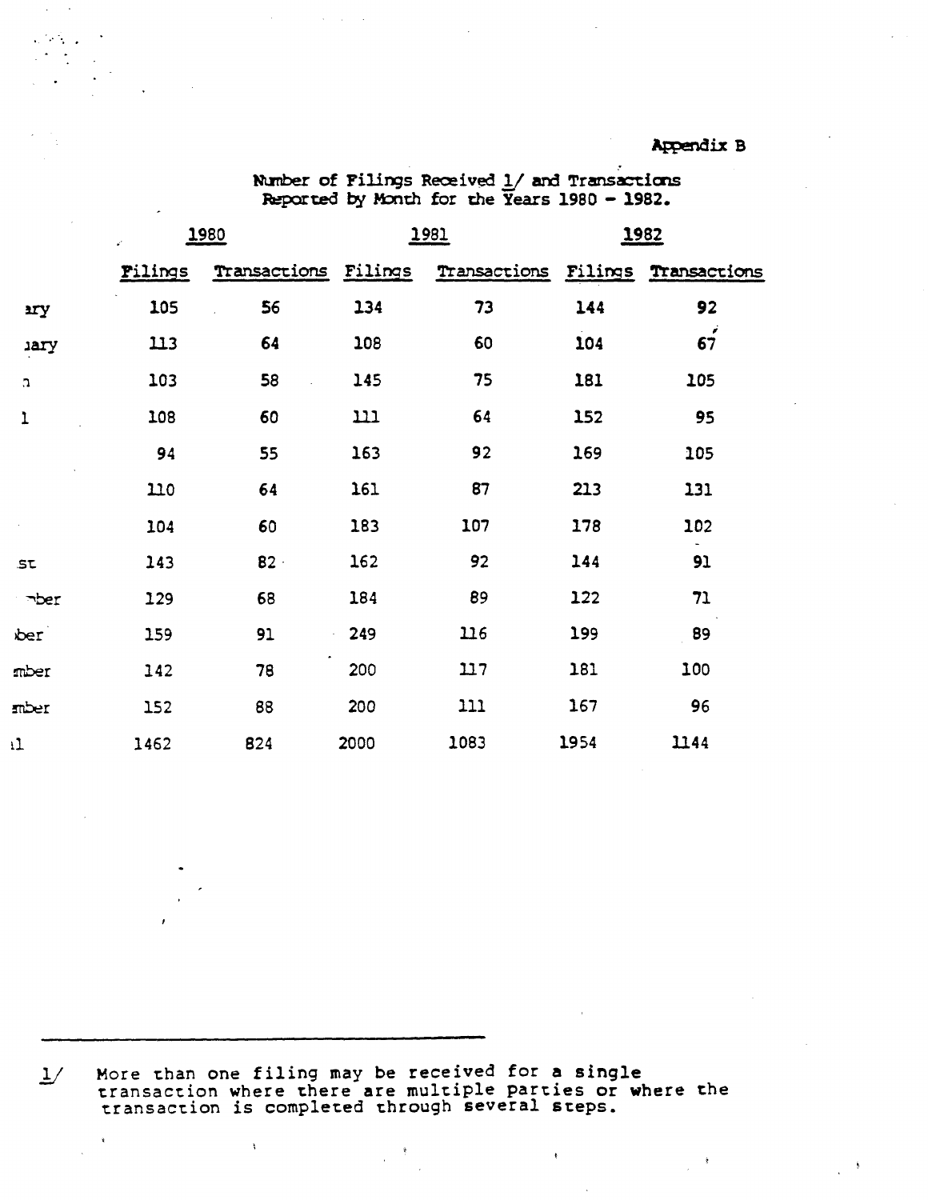Appendix B

Number of Filings Received 1/ and Transactions Reported by Month for the Years 1980 - 1982.

| | 1980 | | 1981 | | 1982 | |
|---|---|---|---|---|---|---|
| | Filings | Transactions | Filings | Transactions | Filings | Transactions |
| ary | 105 | 56 | 134 | 73 | 144 | 92 |
| uary | 113 | 64 | 108 | 60 | 104 | 67 |
| n | 103 | 58 | 145 | 75 | 181 | 105 |
| l | 108 | 60 | 111 | 64 | 152 | 95 |
| | 94 | 55 | 163 | 92 | 169 | 105 |
| | 110 | 64 | 161 | 87 | 213 | 131 |
| | 104 | 60 | 183 | 107 | 178 | 102 |
| st | 143 | 82 | 162 | 92 | 144 | 91 |
| mber | 129 | 68 | 184 | 89 | 122 | 71 |
| ber | 159 | 91 | 249 | 116 | 199 | 89 |
| mber | 142 | 78 | 200 | 117 | 181 | 100 |
| mber | 152 | 88 | 200 | 111 | 167 | 96 |
| l | 1462 | 824 | 2000 | 1083 | 1954 | 1144 |

1/ More than one filing may be received for a single transaction where there are multiple parties or where the transaction is completed through several steps.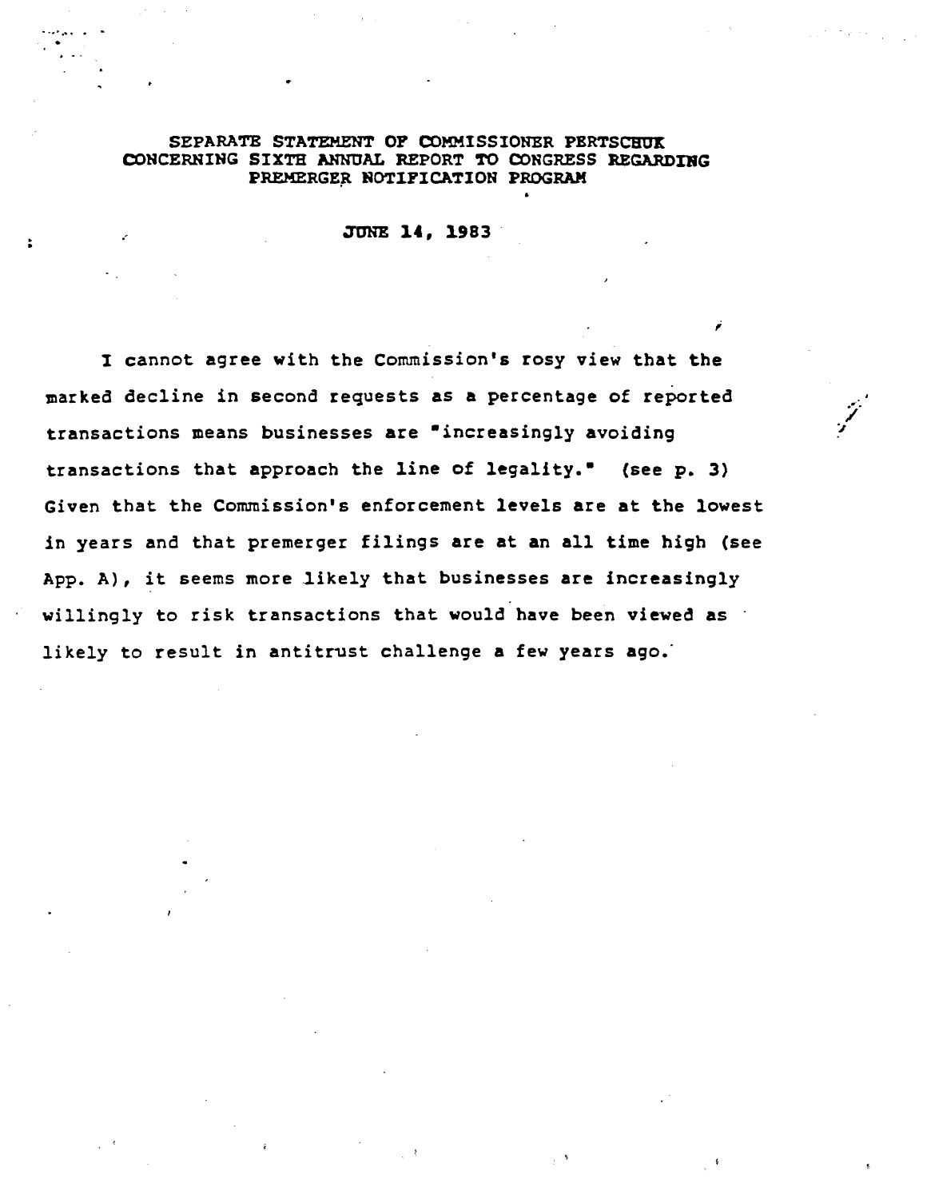# SEPARATE STATEMENT OF COMMISSIONER PERTSCHUK CONCERNING SIXTH ANNUAL REPORT TO CONGRESS REGARDING PREMERGER NOTIFICATION PROGRAM

**JUNE 14, 1983**

I cannot agree with the Commission's rosy view that the marked decline in second requests as a percentage of reported transactions means businesses are "increasingly avoiding transactions that approach the line of legality." (see p. 3) Given that the Commission's enforcement levels are at the lowest in years and that premerger filings are at an all time high (see App. A), it seems more likely that businesses are increasingly willingly to risk transactions that would have been viewed as likely to result in antitrust challenge a few years ago.